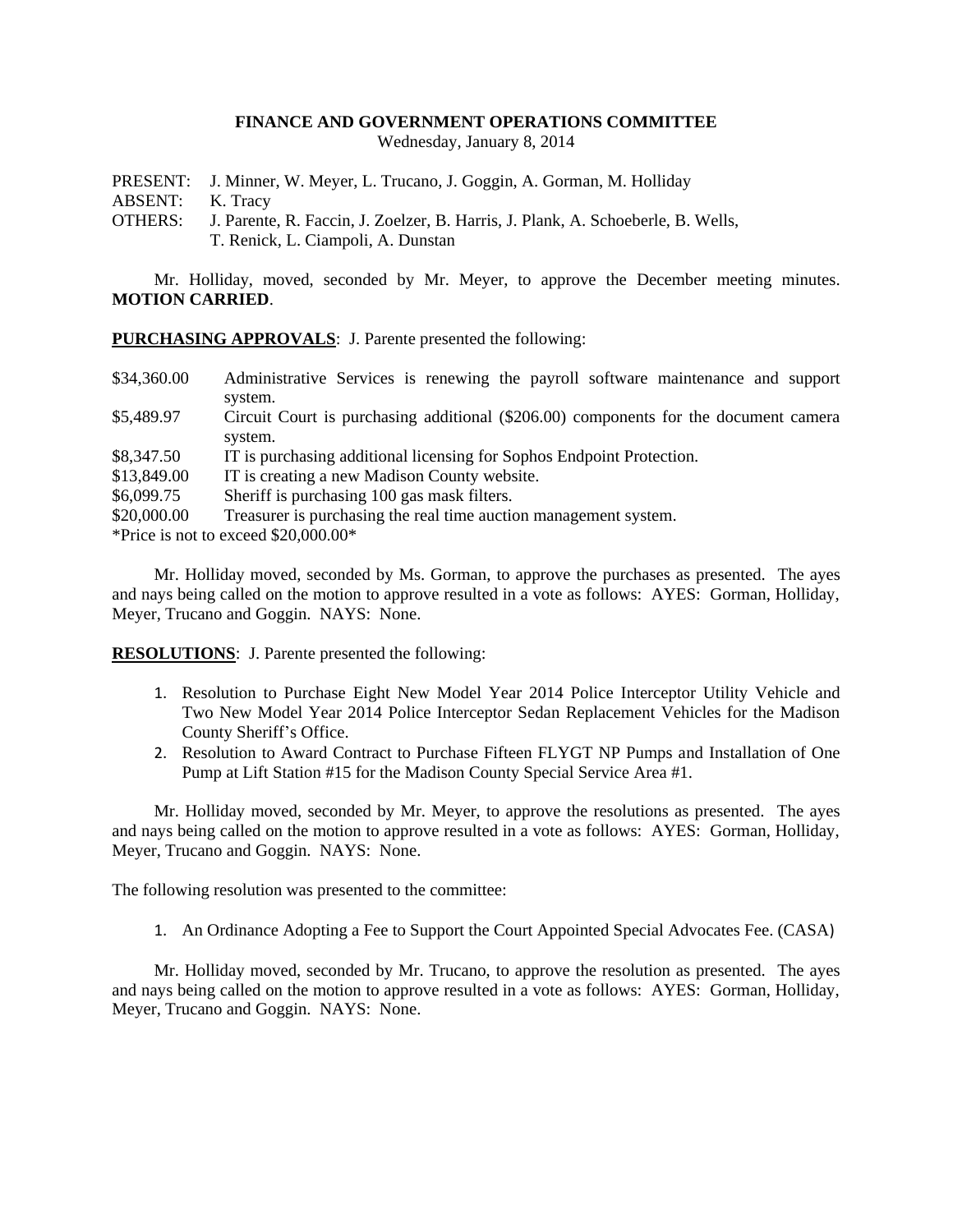**FINANCE AND GOVERNMENT OPERATIONS COMMITTEE**

Wednesday, January 8, 2014

PRESENT: J. Minner, W. Meyer, L. Trucano, J. Goggin, A. Gorman, M. Holliday
ABSENT: K. Tracy
OTHERS: J. Parente, R. Faccin, J. Zoelzer, B. Harris, J. Plank, A. Schoeberle, B. Wells, T. Renick, L. Ciampoli, A. Dunstan

Mr. Holliday, moved, seconded by Mr. Meyer, to approve the December meeting minutes. **MOTION CARRIED**.

**PURCHASING APPROVALS**: J. Parente presented the following:

| | |
|---|---|
| $34,360.00 | Administrative Services is renewing the payroll software maintenance and support system. |
| $5,489.97 | Circuit Court is purchasing additional ($206.00) components for the document camera system. |
| $8,347.50 | IT is purchasing additional licensing for Sophos Endpoint Protection. |
| $13,849.00 | IT is creating a new Madison County website. |
| $6,099.75 | Sheriff is purchasing 100 gas mask filters. |
| $20,000.00 | Treasurer is purchasing the real time auction management system. |

*Price is not to exceed $20,000.00*

Mr. Holliday moved, seconded by Ms. Gorman, to approve the purchases as presented. The ayes and nays being called on the motion to approve resulted in a vote as follows: AYES: Gorman, Holliday, Meyer, Trucano and Goggin. NAYS: None.

**RESOLUTIONS**: J. Parente presented the following:

1. Resolution to Purchase Eight New Model Year 2014 Police Interceptor Utility Vehicle and Two New Model Year 2014 Police Interceptor Sedan Replacement Vehicles for the Madison County Sheriff's Office.
2. Resolution to Award Contract to Purchase Fifteen FLYGT NP Pumps and Installation of One Pump at Lift Station #15 for the Madison County Special Service Area #1.

Mr. Holliday moved, seconded by Mr. Meyer, to approve the resolutions as presented. The ayes and nays being called on the motion to approve resulted in a vote as follows: AYES: Gorman, Holliday, Meyer, Trucano and Goggin. NAYS: None.

The following resolution was presented to the committee:

1. An Ordinance Adopting a Fee to Support the Court Appointed Special Advocates Fee. (CASA)

Mr. Holliday moved, seconded by Mr. Trucano, to approve the resolution as presented. The ayes and nays being called on the motion to approve resulted in a vote as follows: AYES: Gorman, Holliday, Meyer, Trucano and Goggin. NAYS: None.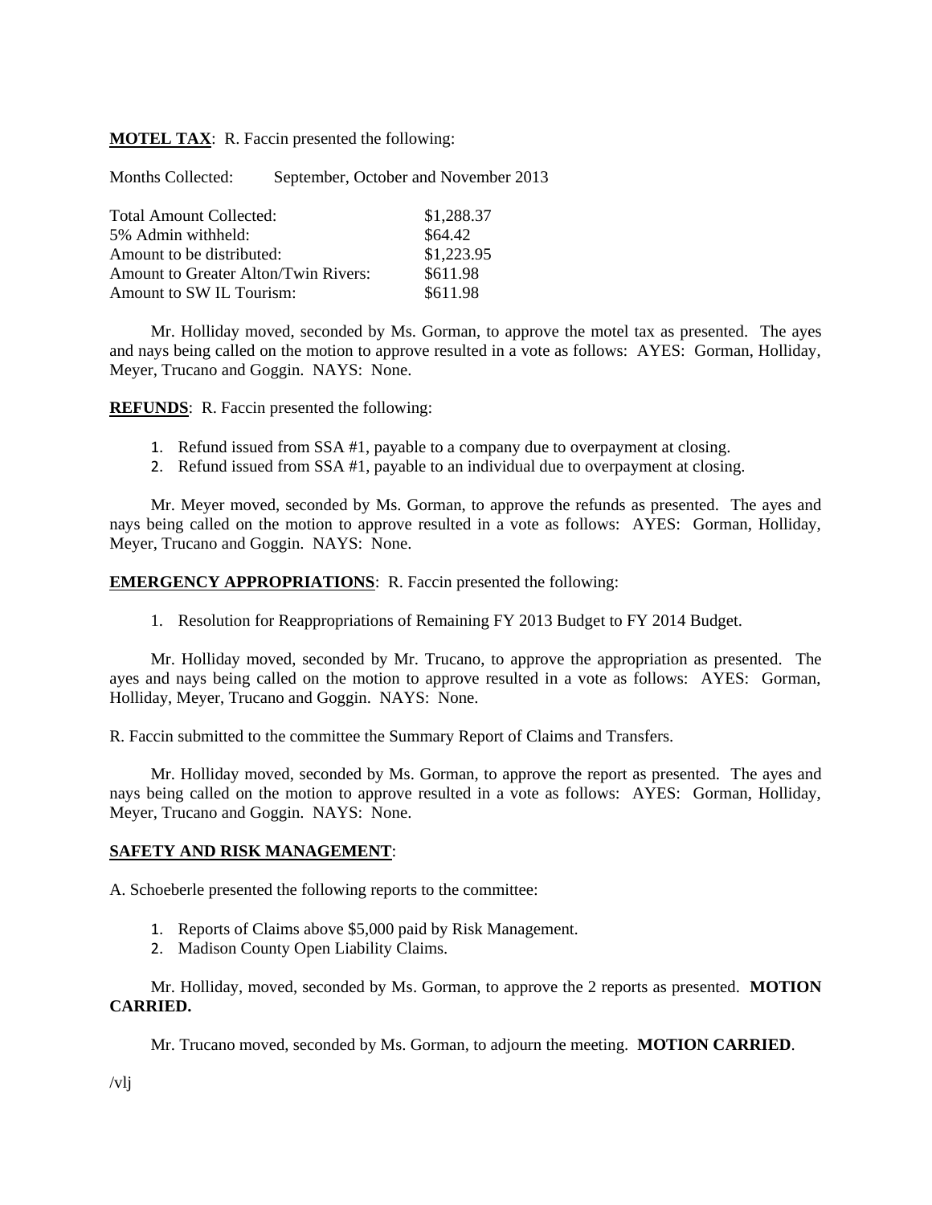**MOTEL TAX**: R. Faccin presented the following:

Months Collected: September, October and November 2013

| | |
|---|---|
| Total Amount Collected: | $1,288.37 |
| 5% Admin withheld: | $64.42 |
| Amount to be distributed: | $1,223.95 |
| Amount to Greater Alton/Twin Rivers: | $611.98 |
| Amount to SW IL Tourism: | $611.98 |

Mr. Holliday moved, seconded by Ms. Gorman, to approve the motel tax as presented. The ayes and nays being called on the motion to approve resulted in a vote as follows: AYES: Gorman, Holliday, Meyer, Trucano and Goggin. NAYS: None.

**REFUNDS**: R. Faccin presented the following:

1. Refund issued from SSA #1, payable to a company due to overpayment at closing.
2. Refund issued from SSA #1, payable to an individual due to overpayment at closing.

Mr. Meyer moved, seconded by Ms. Gorman, to approve the refunds as presented. The ayes and nays being called on the motion to approve resulted in a vote as follows: AYES: Gorman, Holliday, Meyer, Trucano and Goggin. NAYS: None.

**EMERGENCY APPROPRIATIONS**: R. Faccin presented the following:

1. Resolution for Reappropriations of Remaining FY 2013 Budget to FY 2014 Budget.

Mr. Holliday moved, seconded by Mr. Trucano, to approve the appropriation as presented. The ayes and nays being called on the motion to approve resulted in a vote as follows: AYES: Gorman, Holliday, Meyer, Trucano and Goggin. NAYS: None.

R. Faccin submitted to the committee the Summary Report of Claims and Transfers.

Mr. Holliday moved, seconded by Ms. Gorman, to approve the report as presented. The ayes and nays being called on the motion to approve resulted in a vote as follows: AYES: Gorman, Holliday, Meyer, Trucano and Goggin. NAYS: None.

**SAFETY AND RISK MANAGEMENT**:

A. Schoeberle presented the following reports to the committee:

1. Reports of Claims above $5,000 paid by Risk Management.
2. Madison County Open Liability Claims.

Mr. Holliday, moved, seconded by Ms. Gorman, to approve the 2 reports as presented. **MOTION CARRIED.**

Mr. Trucano moved, seconded by Ms. Gorman, to adjourn the meeting. **MOTION CARRIED**.

/vlj